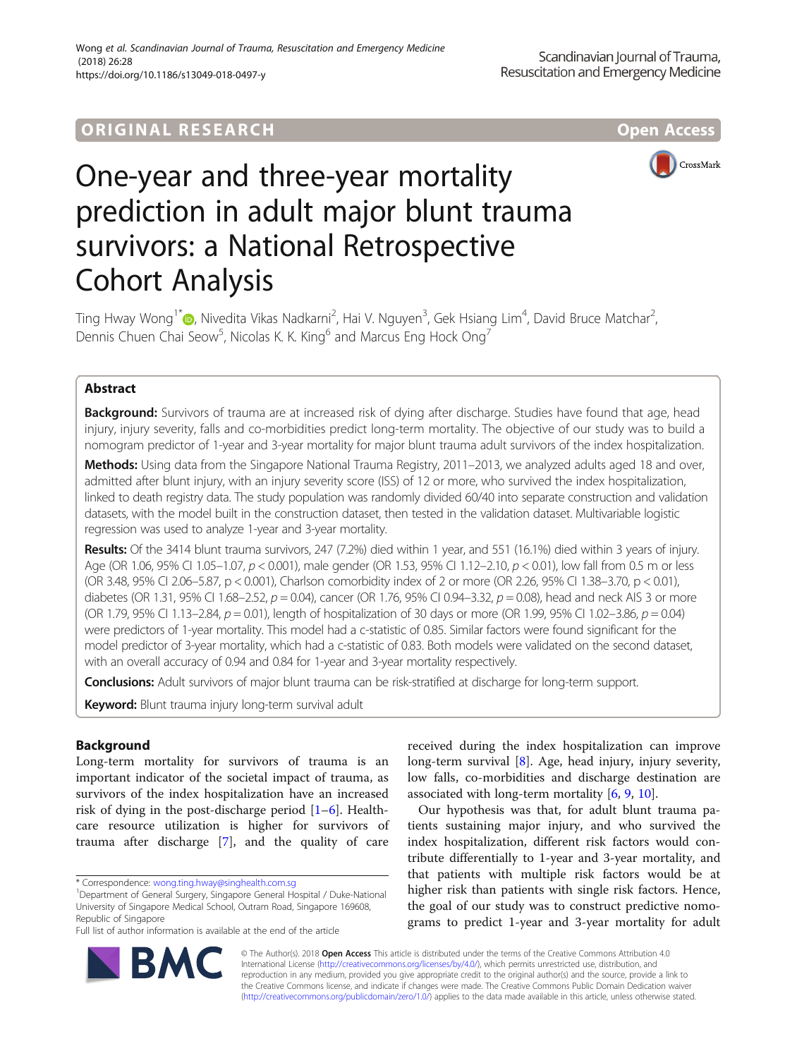ORIGINAL RESEARCH

Open Access

# One-year and three-year mortality prediction in adult major blunt trauma survivors: a National Retrospective Cohort Analysis

Ting Hway Wong[1*], Nivedita Vikas Nadkarni[2], Hai V. Nguyen[3], Gek Hsiang Lim[4], David Bruce Matchar[2], Dennis Chuen Chai Seow[5], Nicolas K. K. King[6] and Marcus Eng Hock Ong[7]

## Abstract

**Background:** Survivors of trauma are at increased risk of dying after discharge. Studies have found that age, head injury, injury severity, falls and co-morbidities predict long-term mortality. The objective of our study was to build a nomogram predictor of 1-year and 3-year mortality for major blunt trauma adult survivors of the index hospitalization.

**Methods:** Using data from the Singapore National Trauma Registry, 2011–2013, we analyzed adults aged 18 and over, admitted after blunt injury, with an injury severity score (ISS) of 12 or more, who survived the index hospitalization, linked to death registry data. The study population was randomly divided 60/40 into separate construction and validation datasets, with the model built in the construction dataset, then tested in the validation dataset. Multivariable logistic regression was used to analyze 1-year and 3-year mortality.

**Results:** Of the 3414 blunt trauma survivors, 247 (7.2%) died within 1 year, and 551 (16.1%) died within 3 years of injury. Age (OR 1.06, 95% CI 1.05–1.07, $p < 0.001$), male gender (OR 1.53, 95% CI 1.12–2.10, $p < 0.01$), low fall from 0.5 m or less (OR 3.48, 95% CI 2.06–5.87, $p < 0.001$), Charlson comorbidity index of 2 or more (OR 2.26, 95% CI 1.38–3.70, $p < 0.01$), diabetes (OR 1.31, 95% CI 1.68–2.52, $p = 0.04$), cancer (OR 1.76, 95% CI 0.94–3.32, $p = 0.08$), head and neck AIS 3 or more (OR 1.79, 95% CI 1.13–2.84, $p = 0.01$), length of hospitalization of 30 days or more (OR 1.99, 95% CI 1.02–3.86, $p = 0.04$) were predictors of 1-year mortality. This model had a c-statistic of 0.85. Similar factors were found significant for the model predictor of 3-year mortality, which had a c-statistic of 0.83. Both models were validated on the second dataset, with an overall accuracy of 0.94 and 0.84 for 1-year and 3-year mortality respectively.

**Conclusions:** Adult survivors of major blunt trauma can be risk-stratified at discharge for long-term support.

**Keyword:** Blunt trauma injury long-term survival adult

## Background

Long-term mortality for survivors of trauma is an important indicator of the societal impact of trauma, as survivors of the index hospitalization have an increased risk of dying in the post-discharge period [1–6]. Healthcare resource utilization is higher for survivors of trauma after discharge [7], and the quality of care received during the index hospitalization can improve long-term survival [8]. Age, head injury, injury severity, low falls, co-morbidities and discharge destination are associated with long-term mortality [6, 9, 10].

Our hypothesis was that, for adult blunt trauma patients sustaining major injury, and who survived the index hospitalization, different risk factors would contribute differentially to 1-year and 3-year mortality, and that patients with multiple risk factors would be at higher risk than patients with single risk factors. Hence, the goal of our study was to construct predictive nomograms to predict 1-year and 3-year mortality for adult

* Correspondence: wong.ting.hway@singhealth.com.sg
[1]Department of General Surgery, Singapore General Hospital / Duke-National University of Singapore Medical School, Outram Road, Singapore 169608, Republic of Singapore
Full list of author information is available at the end of the article

© The Author(s). 2018 **Open Access** This article is distributed under the terms of the Creative Commons Attribution 4.0 International License (http://creativecommons.org/licenses/by/4.0/), which permits unrestricted use, distribution, and reproduction in any medium, provided you give appropriate credit to the original author(s) and the source, provide a link to the Creative Commons license, and indicate if changes were made. The Creative Commons Public Domain Dedication waiver (http://creativecommons.org/publicdomain/zero/1.0/) applies to the data made available in this article, unless otherwise stated.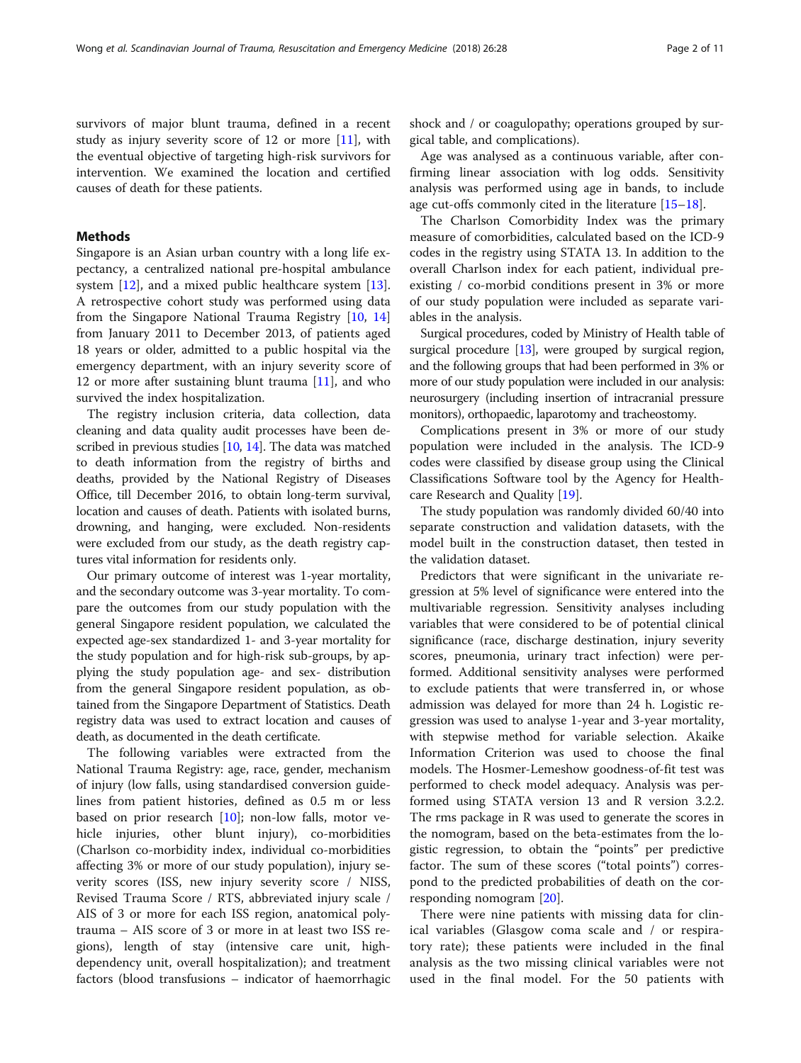survivors of major blunt trauma, defined in a recent study as injury severity score of 12 or more [11], with the eventual objective of targeting high-risk survivors for intervention. We examined the location and certified causes of death for these patients.

## Methods

Singapore is an Asian urban country with a long life expectancy, a centralized national pre-hospital ambulance system [12], and a mixed public healthcare system [13]. A retrospective cohort study was performed using data from the Singapore National Trauma Registry [10, 14] from January 2011 to December 2013, of patients aged 18 years or older, admitted to a public hospital via the emergency department, with an injury severity score of 12 or more after sustaining blunt trauma [11], and who survived the index hospitalization.

The registry inclusion criteria, data collection, data cleaning and data quality audit processes have been described in previous studies [10, 14]. The data was matched to death information from the registry of births and deaths, provided by the National Registry of Diseases Office, till December 2016, to obtain long-term survival, location and causes of death. Patients with isolated burns, drowning, and hanging, were excluded. Non-residents were excluded from our study, as the death registry captures vital information for residents only.

Our primary outcome of interest was 1-year mortality, and the secondary outcome was 3-year mortality. To compare the outcomes from our study population with the general Singapore resident population, we calculated the expected age-sex standardized 1- and 3-year mortality for the study population and for high-risk sub-groups, by applying the study population age- and sex- distribution from the general Singapore resident population, as obtained from the Singapore Department of Statistics. Death registry data was used to extract location and causes of death, as documented in the death certificate.

The following variables were extracted from the National Trauma Registry: age, race, gender, mechanism of injury (low falls, using standardised conversion guidelines from patient histories, defined as 0.5 m or less based on prior research [10]; non-low falls, motor vehicle injuries, other blunt injury), co-morbidities (Charlson co-morbidity index, individual co-morbidities affecting 3% or more of our study population), injury severity scores (ISS, new injury severity score / NISS, Revised Trauma Score / RTS, abbreviated injury scale / AIS of 3 or more for each ISS region, anatomical polytrauma – AIS score of 3 or more in at least two ISS regions), length of stay (intensive care unit, high-dependency unit, overall hospitalization); and treatment factors (blood transfusions – indicator of haemorrhagic shock and / or coagulopathy; operations grouped by surgical table, and complications).

Age was analysed as a continuous variable, after confirming linear association with log odds. Sensitivity analysis was performed using age in bands, to include age cut-offs commonly cited in the literature [15–18].

The Charlson Comorbidity Index was the primary measure of comorbidities, calculated based on the ICD-9 codes in the registry using STATA 13. In addition to the overall Charlson index for each patient, individual pre-existing / co-morbid conditions present in 3% or more of our study population were included as separate variables in the analysis.

Surgical procedures, coded by Ministry of Health table of surgical procedure [13], were grouped by surgical region, and the following groups that had been performed in 3% or more of our study population were included in our analysis: neurosurgery (including insertion of intracranial pressure monitors), orthopaedic, laparotomy and tracheostomy.

Complications present in 3% or more of our study population were included in the analysis. The ICD-9 codes were classified by disease group using the Clinical Classifications Software tool by the Agency for Healthcare Research and Quality [19].

The study population was randomly divided 60/40 into separate construction and validation datasets, with the model built in the construction dataset, then tested in the validation dataset.

Predictors that were significant in the univariate regression at 5% level of significance were entered into the multivariable regression. Sensitivity analyses including variables that were considered to be of potential clinical significance (race, discharge destination, injury severity scores, pneumonia, urinary tract infection) were performed. Additional sensitivity analyses were performed to exclude patients that were transferred in, or whose admission was delayed for more than 24 h. Logistic regression was used to analyse 1-year and 3-year mortality, with stepwise method for variable selection. Akaike Information Criterion was used to choose the final models. The Hosmer-Lemeshow goodness-of-fit test was performed to check model adequacy. Analysis was performed using STATA version 13 and R version 3.2.2. The rms package in R was used to generate the scores in the nomogram, based on the beta-estimates from the logistic regression, to obtain the "points" per predictive factor. The sum of these scores ("total points") correspond to the predicted probabilities of death on the corresponding nomogram [20].

There were nine patients with missing data for clinical variables (Glasgow coma scale and / or respiratory rate); these patients were included in the final analysis as the two missing clinical variables were not used in the final model. For the 50 patients with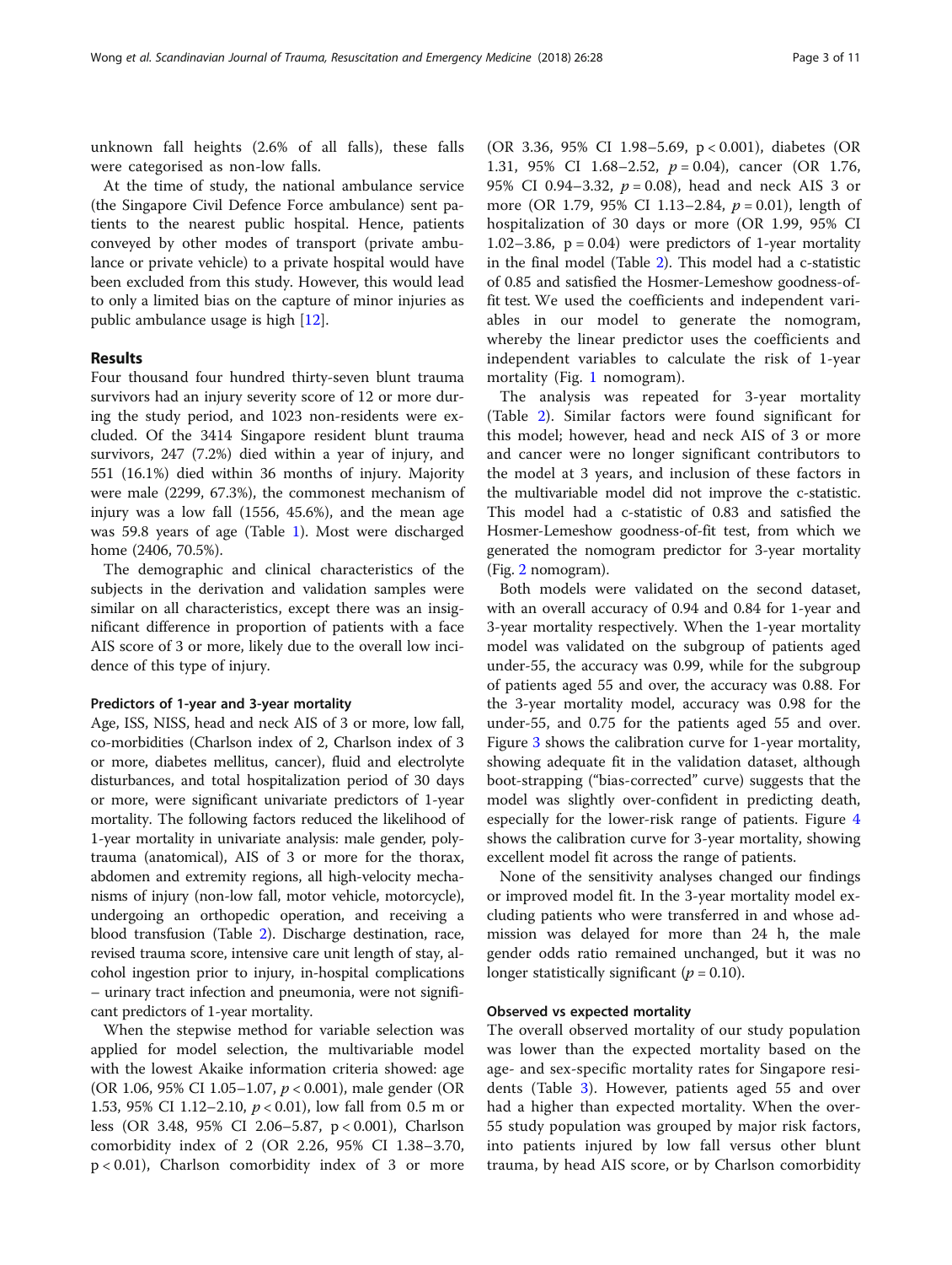unknown fall heights (2.6% of all falls), these falls were categorised as non-low falls.

At the time of study, the national ambulance service (the Singapore Civil Defence Force ambulance) sent patients to the nearest public hospital. Hence, patients conveyed by other modes of transport (private ambulance or private vehicle) to a private hospital would have been excluded from this study. However, this would lead to only a limited bias on the capture of minor injuries as public ambulance usage is high [12].

## Results

Four thousand four hundred thirty-seven blunt trauma survivors had an injury severity score of 12 or more during the study period, and 1023 non-residents were excluded. Of the 3414 Singapore resident blunt trauma survivors, 247 (7.2%) died within a year of injury, and 551 (16.1%) died within 36 months of injury. Majority were male (2299, 67.3%), the commonest mechanism of injury was a low fall (1556, 45.6%), and the mean age was 59.8 years of age (Table 1). Most were discharged home (2406, 70.5%).

The demographic and clinical characteristics of the subjects in the derivation and validation samples were similar on all characteristics, except there was an insignificant difference in proportion of patients with a face AIS score of 3 or more, likely due to the overall low incidence of this type of injury.

### Predictors of 1-year and 3-year mortality

Age, ISS, NISS, head and neck AIS of 3 or more, low fall, co-morbidities (Charlson index of 2, Charlson index of 3 or more, diabetes mellitus, cancer), fluid and electrolyte disturbances, and total hospitalization period of 30 days or more, were significant univariate predictors of 1-year mortality. The following factors reduced the likelihood of 1-year mortality in univariate analysis: male gender, polytrauma (anatomical), AIS of 3 or more for the thorax, abdomen and extremity regions, all high-velocity mechanisms of injury (non-low fall, motor vehicle, motorcycle), undergoing an orthopedic operation, and receiving a blood transfusion (Table 2). Discharge destination, race, revised trauma score, intensive care unit length of stay, alcohol ingestion prior to injury, in-hospital complications – urinary tract infection and pneumonia, were not significant predictors of 1-year mortality.

When the stepwise method for variable selection was applied for model selection, the multivariable model with the lowest Akaike information criteria showed: age (OR 1.06, 95% CI 1.05–1.07, $p < 0.001$), male gender (OR 1.53, 95% CI 1.12–2.10, $p < 0.01$), low fall from 0.5 m or less (OR 3.48, 95% CI 2.06–5.87, $p < 0.001$), Charlson comorbidity index of 2 (OR 2.26, 95% CI 1.38–3.70, $p < 0.01$), Charlson comorbidity index of 3 or more (OR 3.36, 95% CI 1.98–5.69, $p < 0.001$), diabetes (OR 1.31, 95% CI 1.68–2.52, $p = 0.04$), cancer (OR 1.76, 95% CI 0.94–3.32, $p = 0.08$), head and neck AIS 3 or more (OR 1.79, 95% CI 1.13–2.84, $p = 0.01$), length of hospitalization of 30 days or more (OR 1.99, 95% CI 1.02–3.86, $p = 0.04$) were predictors of 1-year mortality in the final model (Table 2). This model had a c-statistic of 0.85 and satisfied the Hosmer-Lemeshow goodness-of-fit test. We used the coefficients and independent variables in our model to generate the nomogram, whereby the linear predictor uses the coefficients and independent variables to calculate the risk of 1-year mortality (Fig. 1 nomogram).

The analysis was repeated for 3-year mortality (Table 2). Similar factors were found significant for this model; however, head and neck AIS of 3 or more and cancer were no longer significant contributors to the model at 3 years, and inclusion of these factors in the multivariable model did not improve the c-statistic. This model had a c-statistic of 0.83 and satisfied the Hosmer-Lemeshow goodness-of-fit test, from which we generated the nomogram predictor for 3-year mortality (Fig. 2 nomogram).

Both models were validated on the second dataset, with an overall accuracy of 0.94 and 0.84 for 1-year and 3-year mortality respectively. When the 1-year mortality model was validated on the subgroup of patients aged under-55, the accuracy was 0.99, while for the subgroup of patients aged 55 and over, the accuracy was 0.88. For the 3-year mortality model, accuracy was 0.98 for the under-55, and 0.75 for the patients aged 55 and over. Figure 3 shows the calibration curve for 1-year mortality, showing adequate fit in the validation dataset, although boot-strapping ("bias-corrected" curve) suggests that the model was slightly over-confident in predicting death, especially for the lower-risk range of patients. Figure 4 shows the calibration curve for 3-year mortality, showing excellent model fit across the range of patients.

None of the sensitivity analyses changed our findings or improved model fit. In the 3-year mortality model excluding patients who were transferred in and whose admission was delayed for more than 24 h, the male gender odds ratio remained unchanged, but it was no longer statistically significant ($p = 0.10$).

### Observed vs expected mortality

The overall observed mortality of our study population was lower than the expected mortality based on the age- and sex-specific mortality rates for Singapore residents (Table 3). However, patients aged 55 and over had a higher than expected mortality. When the over-55 study population was grouped by major risk factors, into patients injured by low fall versus other blunt trauma, by head AIS score, or by Charlson comorbidity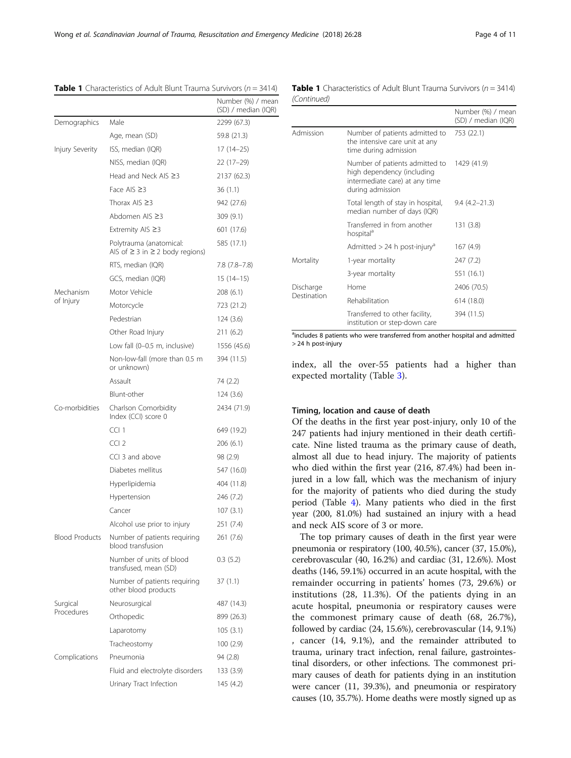**Table 1** Characteristics of Adult Blunt Trauma Survivors ($n = 3414$)

| | | Number (%) / mean (SD) / median (IQR) |
|---|---|---|
| Demographics | Male | 2299 (67.3) |
| | Age, mean (SD) | 59.8 (21.3) |
| Injury Severity | ISS, median (IQR) | 17 (14–25) |
| | NISS, median (IQR) | 22 (17–29) |
| | Head and Neck AIS ≥3 | 2137 (62.3) |
| | Face AIS ≥3 | 36 (1.1) |
| | Thorax AIS ≥3 | 942 (27.6) |
| | Abdomen AIS ≥3 | 309 (9.1) |
| | Extremity AIS ≥3 | 601 (17.6) |
| | Polytrauma (anatomical: AIS of ≥ 3 in ≥ 2 body regions) | 585 (17.1) |
| | RTS, median (IQR) | 7.8 (7.8–7.8) |
| | GCS, median (IQR) | 15 (14–15) |
| Mechanism of Injury | Motor Vehicle | 208 (6.1) |
| | Motorcycle | 723 (21.2) |
| | Pedestrian | 124 (3.6) |
| | Other Road Injury | 211 (6.2) |
| | Low fall (0–0.5 m, inclusive) | 1556 (45.6) |
| | Non-low-fall (more than 0.5 m or unknown) | 394 (11.5) |
| | Assault | 74 (2.2) |
| | Blunt-other | 124 (3.6) |
| Co-morbidities | Charlson Comorbidity Index (CCI) score 0 | 2434 (71.9) |
| | CCI 1 | 649 (19.2) |
| | CCI 2 | 206 (6.1) |
| | CCI 3 and above | 98 (2.9) |
| | Diabetes mellitus | 547 (16.0) |
| | Hyperlipidemia | 404 (11.8) |
| | Hypertension | 246 (7.2) |
| | Cancer | 107 (3.1) |
| | Alcohol use prior to injury | 251 (7.4) |
| Blood Products | Number of patients requiring blood transfusion | 261 (7.6) |
| | Number of units of blood transfused, mean (SD) | 0.3 (5.2) |
| | Number of patients requiring other blood products | 37 (1.1) |
| Surgical Procedures | Neurosurgical | 487 (14.3) |
| | Orthopedic | 899 (26.3) |
| | Laparotomy | 105 (3.1) |
| | Tracheostomy | 100 (2.9) |
| Complications | Pneumonia | 94 (2.8) |
| | Fluid and electrolyte disorders | 133 (3.9) |
| | Urinary Tract Infection | 145 (4.2) |
| Admission | Number of patients admitted to the intensive care unit at any time during admission | 753 (22.1) |
| | Number of patients admitted to high dependency (including intermediate care) at any time during admission | 1429 (41.9) |
| | Total length of stay in hospital, median number of days (IQR) | 9.4 (4.2–21.3) |
| | Transferred in from another hospital[a] | 131 (3.8) |
| | Admitted > 24 h post-injury[a] | 167 (4.9) |
| Mortality | 1-year mortality | 247 (7.2) |
| | 3-year mortality | 551 (16.1) |
| Discharge Destination | Home | 2406 (70.5) |
| | Rehabilitation | 614 (18.0) |
| | Transferred to other facility, institution or step-down care | 394 (11.5) |

[a]includes 8 patients who were transferred from another hospital and admitted > 24 h post-injury

index, all the over-55 patients had a higher than expected mortality (Table 3).

### Timing, location and cause of death

Of the deaths in the first year post-injury, only 10 of the 247 patients had injury mentioned in their death certificate. Nine listed trauma as the primary cause of death, almost all due to head injury. The majority of patients who died within the first year (216, 87.4%) had been injured in a low fall, which was the mechanism of injury for the majority of patients who died during the study period (Table 4). Many patients who died in the first year (200, 81.0%) had sustained an injury with a head and neck AIS score of 3 or more.

The top primary causes of death in the first year were pneumonia or respiratory (100, 40.5%), cancer (37, 15.0%), cerebrovascular (40, 16.2%) and cardiac (31, 12.6%). Most deaths (146, 59.1%) occurred in an acute hospital, with the remainder occurring in patients' homes (73, 29.6%) or institutions (28, 11.3%). Of the patients dying in an acute hospital, pneumonia or respiratory causes were the commonest primary cause of death (68, 26.7%), followed by cardiac (24, 15.6%), cerebrovascular (14, 9.1%) , cancer (14, 9.1%), and the remainder attributed to trauma, urinary tract infection, renal failure, gastrointestinal disorders, or other infections. The commonest primary causes of death for patients dying in an institution were cancer (11, 39.3%), and pneumonia or respiratory causes (10, 35.7%). Home deaths were mostly signed up as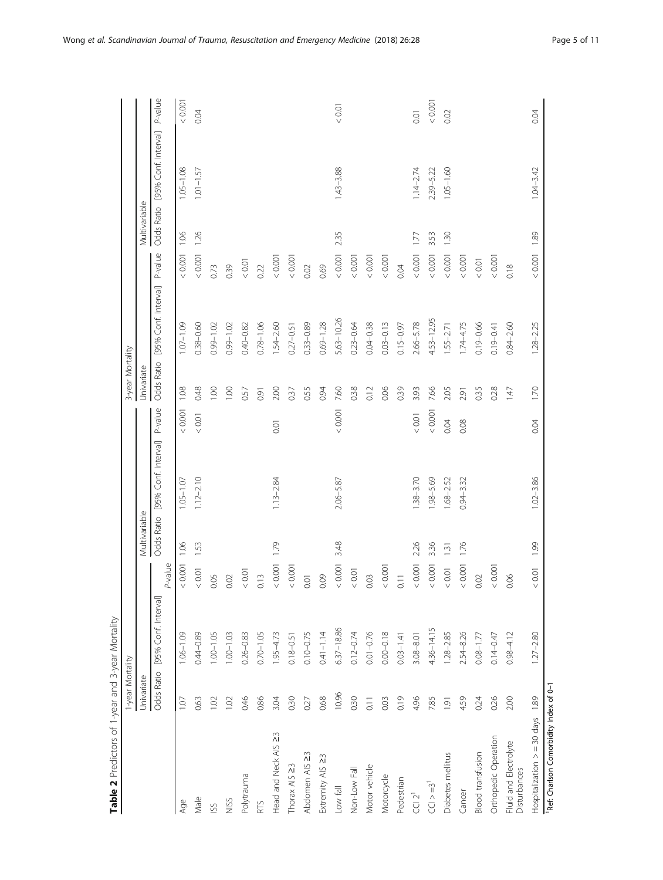**Table 2** Predictors of 1-year and 3-year Mortality

| | 1-year Mortality | | | | | | 3-year Mortality | | | | | |
|---|---|---|---|---|---|---|---|---|---|---|---|---|
| | Univariate | | | Multivariable | | | Univariate | | | Multivariable | | |
| | Odds Ratio | [95% Conf. Interval] | P-value | Odds Ratio | [95% Conf. Interval] | P-value | Odds Ratio | [95% Conf. Interval] | P-value | Odds Ratio | [95% Conf. Interval] | P-value |
| Age | 1.07 | 1.06–1.09 | < 0.001 | 1.06 | 1.05–1.07 | < 0.001 | 1.08 | 1.07–1.09 | < 0.001 | 1.06 | 1.05–1.08 | < 0.001 |
| Male | 0.63 | 0.44–0.89 | < 0.01 | 1.53 | 1.12–2.10 | < 0.01 | 0.48 | 0.38–0.60 | < 0.001 | 1.26 | 1.01–1.57 | 0.04 |
| ISS | 1.02 | 1.00–1.05 | 0.05 | | | | 1.00 | 0.99–1.02 | 0.73 | | | |
| NISS | 1.02 | 1.00–1.03 | 0.02 | | | | 1.00 | 0.99–1.02 | 0.39 | | | |
| Polytrauma | 0.46 | 0.26–0.83 | < 0.01 | | | | 0.57 | 0.40–0.82 | < 0.01 | | | |
| RTS | 0.86 | 0.70–1.05 | 0.13 | | | | 0.91 | 0.78–1.06 | 0.22 | | | |
| Head and Neck AIS ≥3 | 3.04 | 1.95–4.73 | < 0.001 | 1.79 | 1.13–2.84 | 0.01 | 2.00 | 1.54–2.60 | < 0.001 | | | |
| Thorax AIS ≥3 | 0.30 | 0.18–0.51 | < 0.001 | | | | 0.37 | 0.27–0.51 | < 0.001 | | | |
| Abdomen AIS ≥3 | 0.27 | 0.10–0.75 | 0.01 | | | | 0.55 | 0.33–0.89 | 0.02 | | | |
| Extremity AIS ≥3 | 0.68 | 0.41–1.14 | 0.09 | | | | 0.94 | 0.69–1.28 | 0.69 | | | |
| Low fall | 10.96 | 6.37–18.86 | < 0.001 | 3.48 | 2.06–5.87 | < 0.001 | 7.60 | 5.63–10.26 | < 0.001 | 2.35 | 1.43–3.88 | < 0.01 |
| Non-Low Fall | 0.30 | 0.12–0.74 | < 0.01 | | | | 0.38 | 0.23–0.64 | < 0.001 | | | |
| Motor vehicle | 0.11 | 0.01–0.76 | 0.03 | | | | 0.12 | 0.04–0.38 | < 0.001 | | | |
| Motorcycle | 0.03 | 0.00–0.18 | < 0.001 | | | | 0.06 | 0.03–0.13 | < 0.001 | | | |
| Pedestrian | 0.19 | 0.03–1.41 | 0.11 | | | | 0.39 | 0.15–0.97 | 0.04 | | | |
| CCI 2[1] | 4.96 | 3.08–8.01 | < 0.001 | 2.26 | 1.38–3.70 | < 0.01 | 3.93 | 2.66–5.78 | < 0.001 | 1.77 | 1.14–2.74 | 0.01 |
| CCI > =3[1] | 7.85 | 4.36–14.15 | < 0.001 | 3.36 | 1.98–5.69 | < 0.001 | 7.66 | 4.53–12.95 | < 0.001 | 3.53 | 2.39–5.22 | < 0.001 |
| Diabetes mellitus | 1.91 | 1.28–2.85 | < 0.01 | 1.31 | 1.68–2.52 | 0.04 | 2.05 | 1.55–2.71 | < 0.001 | 1.30 | 1.05–1.60 | 0.02 |
| Cancer | 4.59 | 2.54–8.26 | < 0.001 | 1.76 | 0.94–3.32 | 0.08 | 2.91 | 1.74–4.75 | < 0.001 | | | |
| Blood transfusion | 0.24 | 0.08–1.77 | 0.02 | | | | 0.35 | 0.19–0.66 | < 0.01 | | | |
| Orthopedic Operation | 0.26 | 0.14–0.47 | < 0.001 | | | | 0.28 | 0.19–0.41 | < 0.001 | | | |
| Fluid and Electrolyte Disturbances | 2.00 | 0.98–4.12 | 0.06 | | | | 1.47 | 0.84–2.60 | 0.18 | | | |
| Hospitalization > = 30 days | 1.89 | 1.27–2.80 | < 0.01 | 1.99 | 1.02–3.86 | 0.04 | 1.70 | 1.28–2.25 | < 0.001 | 1.89 | 1.04–3.42 | 0.04 |

[1]Ref: Charlson Comorbidity Index of 0–1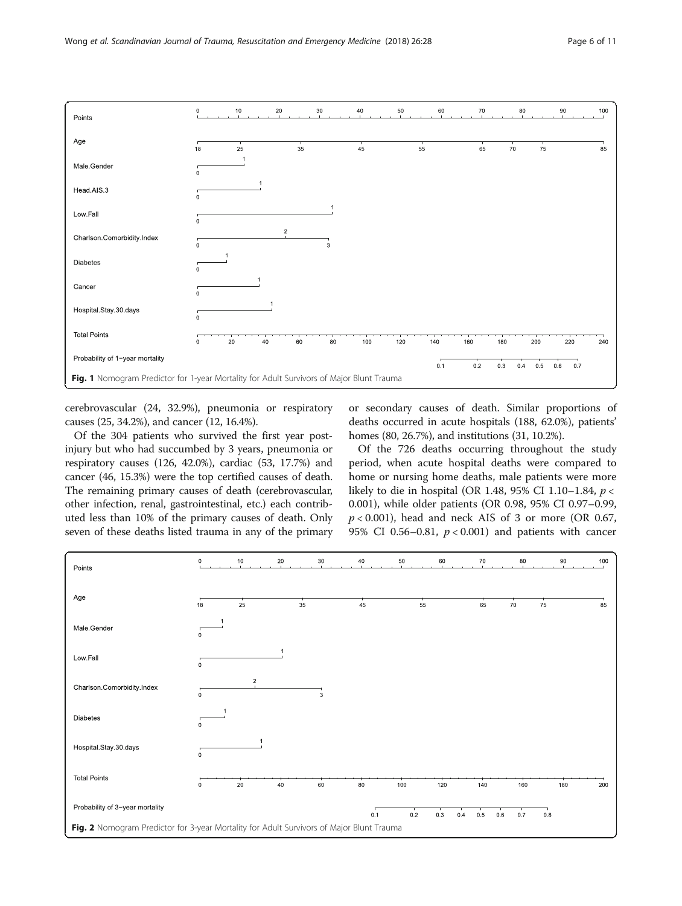Fig. 1 Nomogram Predictor for 1-year Mortality for Adult Survivors of Major Blunt Trauma

cerebrovascular (24, 32.9%), pneumonia or respiratory causes (25, 34.2%), and cancer (12, 16.4%).

Of the 304 patients who survived the first year post-injury but who had succumbed by 3 years, pneumonia or respiratory causes (126, 42.0%), cardiac (53, 17.7%) and cancer (46, 15.3%) were the top certified causes of death. The remaining primary causes of death (cerebrovascular, other infection, renal, gastrointestinal, etc.) each contributed less than 10% of the primary causes of death. Only seven of these deaths listed trauma in any of the primary or secondary causes of death. Similar proportions of deaths occurred in acute hospitals (188, 62.0%), patients' homes (80, 26.7%), and institutions (31, 10.2%).

Of the 726 deaths occurring throughout the study period, when acute hospital deaths were compared to home or nursing home deaths, male patients were more likely to die in hospital (OR 1.48, 95% CI 1.10–1.84, $p < 0.001$), while older patients (OR 0.98, 95% CI 0.97–0.99, $p < 0.001$), head and neck AIS of 3 or more (OR 0.67, 95% CI 0.56–0.81, $p < 0.001$) and patients with cancer

Fig. 2 Nomogram Predictor for 3-year Mortality for Adult Survivors of Major Blunt Trauma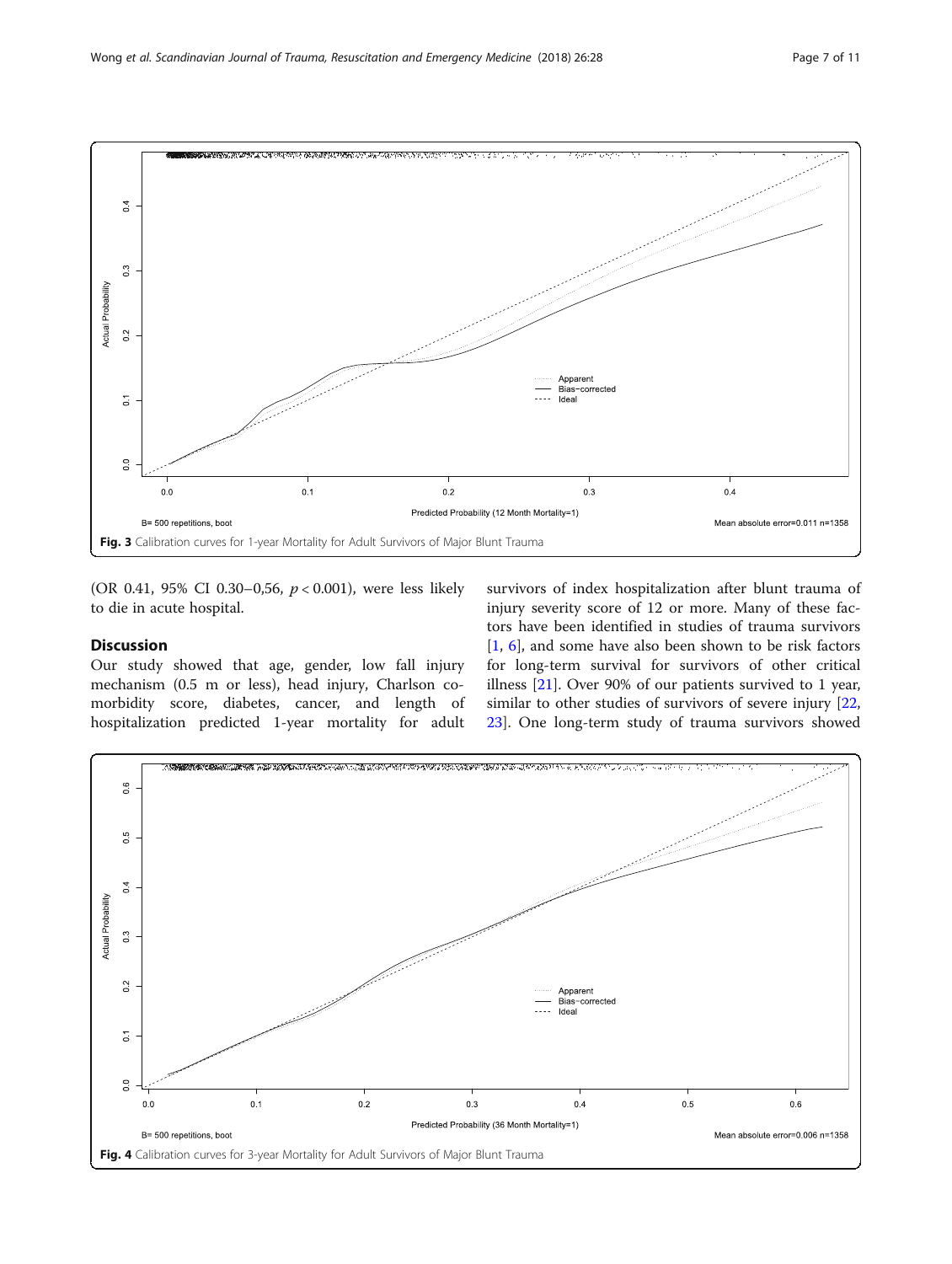Fig. 3 Calibration curves for 1-year Mortality for Adult Survivors of Major Blunt Trauma

(OR 0.41, 95% CI 0.30–0,56, $p < 0.001$), were less likely to die in acute hospital.

## Discussion

Our study showed that age, gender, low fall injury mechanism (0.5 m or less), head injury, Charlson co-morbidity score, diabetes, cancer, and length of hospitalization predicted 1-year mortality for adult survivors of index hospitalization after blunt trauma of injury severity score of 12 or more. Many of these factors have been identified in studies of trauma survivors [1, 6], and some have also been shown to be risk factors for long-term survival for survivors of other critical illness [21]. Over 90% of our patients survived to 1 year, similar to other studies of survivors of severe injury [22, 23]. One long-term study of trauma survivors showed

Fig. 4 Calibration curves for 3-year Mortality for Adult Survivors of Major Blunt Trauma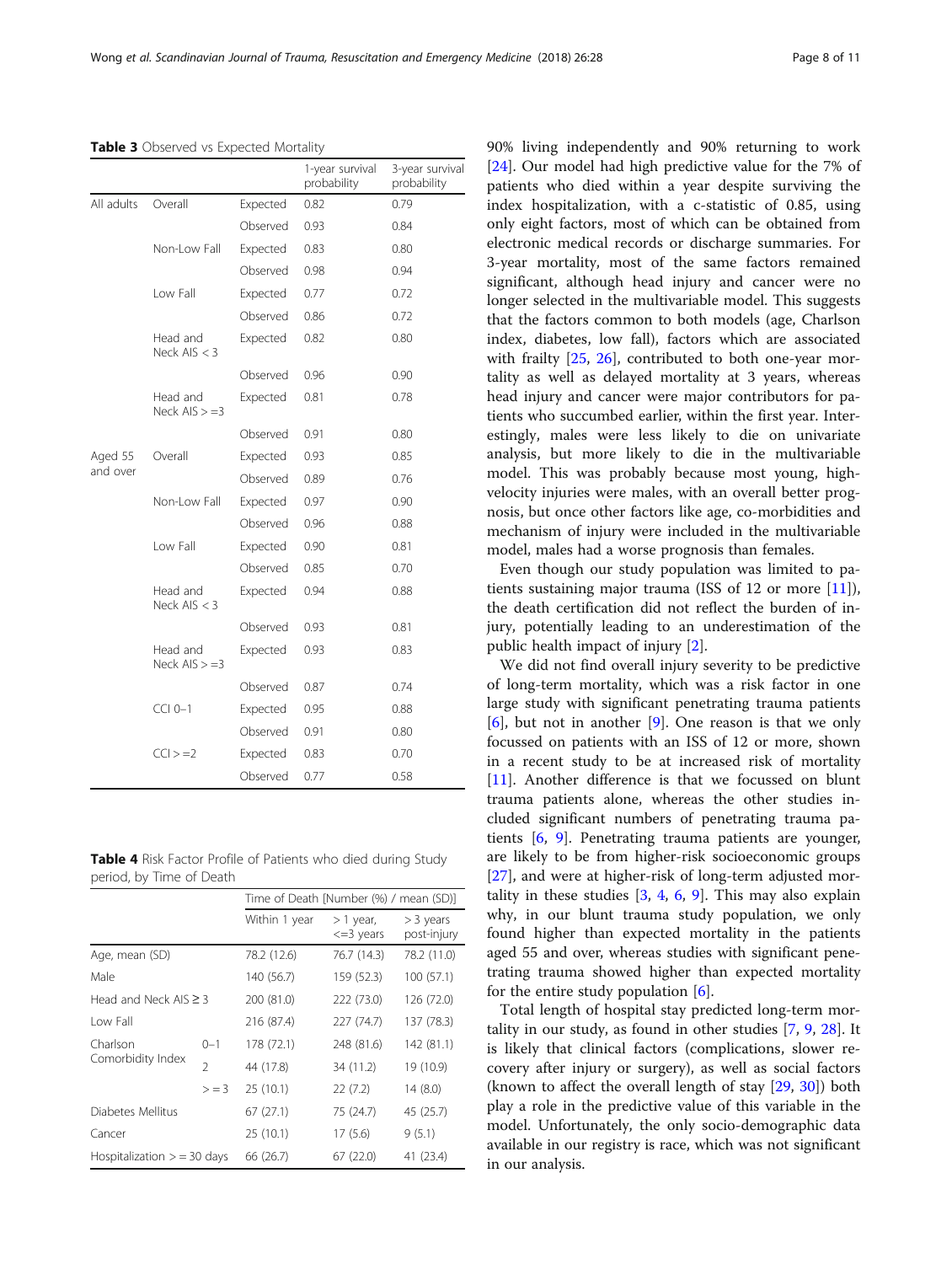**Table 3** Observed vs Expected Mortality

| | | | 1-year survival probability | 3-year survival probability |
|---|---|---|---|---|
| All adults | Overall | Expected | 0.82 | 0.79 |
| | | Observed | 0.93 | 0.84 |
| | Non-Low Fall | Expected | 0.83 | 0.80 |
| | | Observed | 0.98 | 0.94 |
| | Low Fall | Expected | 0.77 | 0.72 |
| | | Observed | 0.86 | 0.72 |
| | Head and Neck AIS < 3 | Expected | 0.82 | 0.80 |
| | | Observed | 0.96 | 0.90 |
| | Head and Neck AIS > =3 | Expected | 0.81 | 0.78 |
| | | Observed | 0.91 | 0.80 |
| Aged 55 and over | Overall | Expected | 0.93 | 0.85 |
| | | Observed | 0.89 | 0.76 |
| | Non-Low Fall | Expected | 0.97 | 0.90 |
| | | Observed | 0.96 | 0.88 |
| | Low Fall | Expected | 0.90 | 0.81 |
| | | Observed | 0.85 | 0.70 |
| | Head and Neck AIS < 3 | Expected | 0.94 | 0.88 |
| | | Observed | 0.93 | 0.81 |
| | Head and Neck AIS > =3 | Expected | 0.93 | 0.83 |
| | | Observed | 0.87 | 0.74 |
| | CCI 0–1 | Expected | 0.95 | 0.88 |
| | | Observed | 0.91 | 0.80 |
| | CCI > =2 | Expected | 0.83 | 0.70 |
| | | Observed | 0.77 | 0.58 |

**Table 4** Risk Factor Profile of Patients who died during Study period, by Time of Death

| | | Time of Death [Number (%) / mean (SD)] | | |
|---|---|---|---|---|
| | | Within 1 year | > 1 year, <=3 years | > 3 years post-injury |
| Age, mean (SD) | | 78.2 (12.6) | 76.7 (14.3) | 78.2 (11.0) |
| Male | | 140 (56.7) | 159 (52.3) | 100 (57.1) |
| Head and Neck AIS ≥ 3 | | 200 (81.0) | 222 (73.0) | 126 (72.0) |
| Low Fall | | 216 (87.4) | 227 (74.7) | 137 (78.3) |
| Charlson Comorbidity Index | 0–1 | 178 (72.1) | 248 (81.6) | 142 (81.1) |
| | 2 | 44 (17.8) | 34 (11.2) | 19 (10.9) |
| | > = 3 | 25 (10.1) | 22 (7.2) | 14 (8.0) |
| Diabetes Mellitus | | 67 (27.1) | 75 (24.7) | 45 (25.7) |
| Cancer | | 25 (10.1) | 17 (5.6) | 9 (5.1) |
| Hospitalization > = 30 days | | 66 (26.7) | 67 (22.0) | 41 (23.4) |

90% living independently and 90% returning to work [24]. Our model had high predictive value for the 7% of patients who died within a year despite surviving the index hospitalization, with a c-statistic of 0.85, using only eight factors, most of which can be obtained from electronic medical records or discharge summaries. For 3-year mortality, most of the same factors remained significant, although head injury and cancer were no longer selected in the multivariable model. This suggests that the factors common to both models (age, Charlson index, diabetes, low fall), factors which are associated with frailty [25, 26], contributed to both one-year mortality as well as delayed mortality at 3 years, whereas head injury and cancer were major contributors for patients who succumbed earlier, within the first year. Interestingly, males were less likely to die on univariate analysis, but more likely to die in the multivariable model. This was probably because most young, high-velocity injuries were males, with an overall better prognosis, but once other factors like age, co-morbidities and mechanism of injury were included in the multivariable model, males had a worse prognosis than females.

Even though our study population was limited to patients sustaining major trauma (ISS of 12 or more [11]), the death certification did not reflect the burden of injury, potentially leading to an underestimation of the public health impact of injury [2].

We did not find overall injury severity to be predictive of long-term mortality, which was a risk factor in one large study with significant penetrating trauma patients [6], but not in another [9]. One reason is that we only focussed on patients with an ISS of 12 or more, shown in a recent study to be at increased risk of mortality [11]. Another difference is that we focussed on blunt trauma patients alone, whereas the other studies included significant numbers of penetrating trauma patients [6, 9]. Penetrating trauma patients are younger, are likely to be from higher-risk socioeconomic groups [27], and were at higher-risk of long-term adjusted mortality in these studies [3, 4, 6, 9]. This may also explain why, in our blunt trauma study population, we only found higher than expected mortality in the patients aged 55 and over, whereas studies with significant penetrating trauma showed higher than expected mortality for the entire study population [6].

Total length of hospital stay predicted long-term mortality in our study, as found in other studies [7, 9, 28]. It is likely that clinical factors (complications, slower recovery after injury or surgery), as well as social factors (known to affect the overall length of stay [29, 30]) both play a role in the predictive value of this variable in the model. Unfortunately, the only socio-demographic data available in our registry is race, which was not significant in our analysis.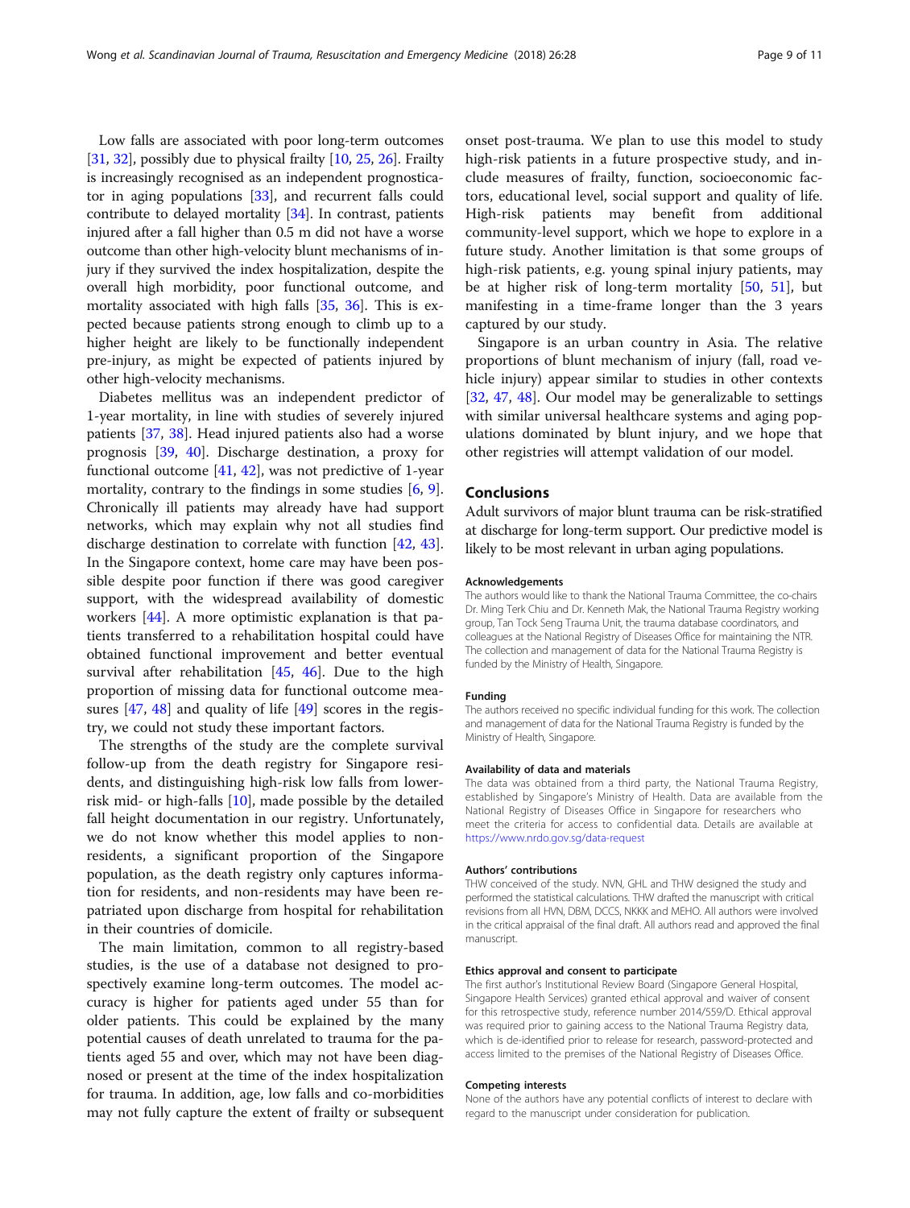Low falls are associated with poor long-term outcomes [31, 32], possibly due to physical frailty [10, 25, 26]. Frailty is increasingly recognised as an independent prognosticator in aging populations [33], and recurrent falls could contribute to delayed mortality [34]. In contrast, patients injured after a fall higher than 0.5 m did not have a worse outcome than other high-velocity blunt mechanisms of injury if they survived the index hospitalization, despite the overall high morbidity, poor functional outcome, and mortality associated with high falls [35, 36]. This is expected because patients strong enough to climb up to a higher height are likely to be functionally independent pre-injury, as might be expected of patients injured by other high-velocity mechanisms.

Diabetes mellitus was an independent predictor of 1-year mortality, in line with studies of severely injured patients [37, 38]. Head injured patients also had a worse prognosis [39, 40]. Discharge destination, a proxy for functional outcome [41, 42], was not predictive of 1-year mortality, contrary to the findings in some studies [6, 9]. Chronically ill patients may already have had support networks, which may explain why not all studies find discharge destination to correlate with function [42, 43]. In the Singapore context, home care may have been possible despite poor function if there was good caregiver support, with the widespread availability of domestic workers [44]. A more optimistic explanation is that patients transferred to a rehabilitation hospital could have obtained functional improvement and better eventual survival after rehabilitation [45, 46]. Due to the high proportion of missing data for functional outcome measures [47, 48] and quality of life [49] scores in the registry, we could not study these important factors.

The strengths of the study are the complete survival follow-up from the death registry for Singapore residents, and distinguishing high-risk low falls from lower-risk mid- or high-falls [10], made possible by the detailed fall height documentation in our registry. Unfortunately, we do not know whether this model applies to non-residents, a significant proportion of the Singapore population, as the death registry only captures information for residents, and non-residents may have been repatriated upon discharge from hospital for rehabilitation in their countries of domicile.

The main limitation, common to all registry-based studies, is the use of a database not designed to prospectively examine long-term outcomes. The model accuracy is higher for patients aged under 55 than for older patients. This could be explained by the many potential causes of death unrelated to trauma for the patients aged 55 and over, which may not have been diagnosed or present at the time of the index hospitalization for trauma. In addition, age, low falls and co-morbidities may not fully capture the extent of frailty or subsequent onset post-trauma. We plan to use this model to study high-risk patients in a future prospective study, and include measures of frailty, function, socioeconomic factors, educational level, social support and quality of life. High-risk patients may benefit from additional community-level support, which we hope to explore in a future study. Another limitation is that some groups of high-risk patients, e.g. young spinal injury patients, may be at higher risk of long-term mortality [50, 51], but manifesting in a time-frame longer than the 3 years captured by our study.

Singapore is an urban country in Asia. The relative proportions of blunt mechanism of injury (fall, road vehicle injury) appear similar to studies in other contexts [32, 47, 48]. Our model may be generalizable to settings with similar universal healthcare systems and aging populations dominated by blunt injury, and we hope that other registries will attempt validation of our model.

## Conclusions

Adult survivors of major blunt trauma can be risk-stratified at discharge for long-term support. Our predictive model is likely to be most relevant in urban aging populations.

#### Acknowledgements

The authors would like to thank the National Trauma Committee, the co-chairs Dr. Ming Terk Chiu and Dr. Kenneth Mak, the National Trauma Registry working group, Tan Tock Seng Trauma Unit, the trauma database coordinators, and colleagues at the National Registry of Diseases Office for maintaining the NTR. The collection and management of data for the National Trauma Registry is funded by the Ministry of Health, Singapore.

#### Funding

The authors received no specific individual funding for this work. The collection and management of data for the National Trauma Registry is funded by the Ministry of Health, Singapore.

#### Availability of data and materials

The data was obtained from a third party, the National Trauma Registry, established by Singapore's Ministry of Health. Data are available from the National Registry of Diseases Office in Singapore for researchers who meet the criteria for access to confidential data. Details are available at https://www.nrdo.gov.sg/data-request

#### Authors' contributions

THW conceived of the study. NVN, GHL and THW designed the study and performed the statistical calculations. THW drafted the manuscript with critical revisions from all HVN, DBM, DCCS, NKKK and MEHO. All authors were involved in the critical appraisal of the final draft. All authors read and approved the final manuscript.

#### Ethics approval and consent to participate

The first author's Institutional Review Board (Singapore General Hospital, Singapore Health Services) granted ethical approval and waiver of consent for this retrospective study, reference number 2014/559/D. Ethical approval was required prior to gaining access to the National Trauma Registry data, which is de-identified prior to release for research, password-protected and access limited to the premises of the National Registry of Diseases Office.

#### Competing interests

None of the authors have any potential conflicts of interest to declare with regard to the manuscript under consideration for publication.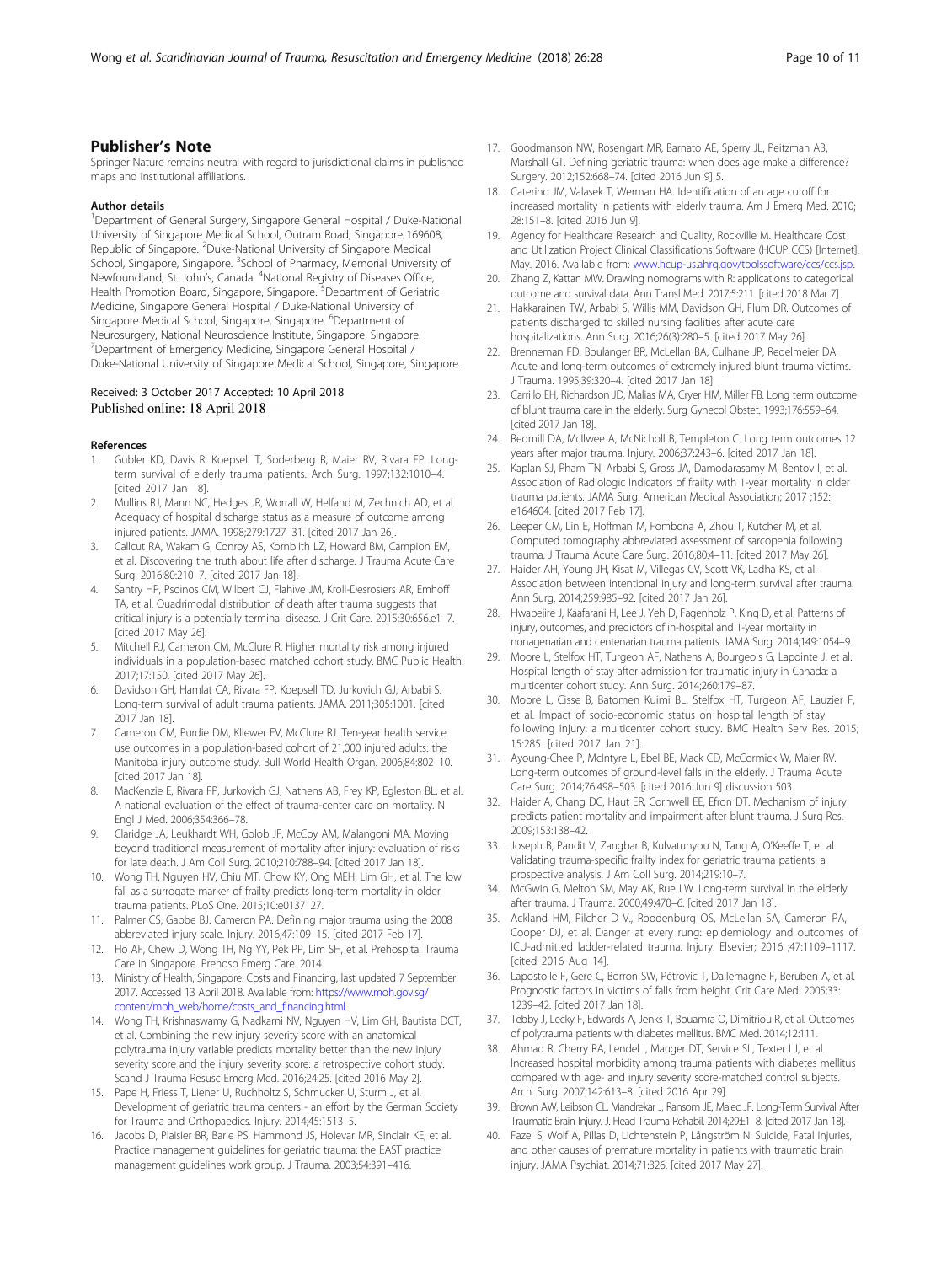## Publisher's Note

Springer Nature remains neutral with regard to jurisdictional claims in published maps and institutional affiliations.

### Author details

[1]Department of General Surgery, Singapore General Hospital / Duke-National University of Singapore Medical School, Outram Road, Singapore 169608, Republic of Singapore. [2]Duke-National University of Singapore Medical School, Singapore, Singapore. [3]School of Pharmacy, Memorial University of Newfoundland, St. John's, Canada. [4]National Registry of Diseases Office, Health Promotion Board, Singapore, Singapore. [5]Department of Geriatric Medicine, Singapore General Hospital / Duke-National University of Singapore Medical School, Singapore, Singapore. [6]Department of Neurosurgery, National Neuroscience Institute, Singapore, Singapore. [7]Department of Emergency Medicine, Singapore General Hospital / Duke-National University of Singapore Medical School, Singapore, Singapore.

Received: 3 October 2017 Accepted: 10 April 2018
Published online: 18 April 2018

### References

1. Gubler KD, Davis R, Koepsell T, Soderberg R, Maier RV, Rivara FP. Long-term survival of elderly trauma patients. Arch Surg. 1997;132:1010–4. [cited 2017 Jan 18].
2. Mullins RJ, Mann NC, Hedges JR, Worrall W, Helfand M, Zechnich AD, et al. Adequacy of hospital discharge status as a measure of outcome among injured patients. JAMA. 1998;279:1727–31. [cited 2017 Jan 26].
3. Callcut RA, Wakam G, Conroy AS, Kornblith LZ, Howard BM, Campion EM, et al. Discovering the truth about life after discharge. J Trauma Acute Care Surg. 2016;80:210–7. [cited 2017 Jan 18].
4. Santry HP, Psoinos CM, Wilbert CJ, Flahive JM, Kroll-Desrosiers AR, Emhoff TA, et al. Quadrimodal distribution of death after trauma suggests that critical injury is a potentially terminal disease. J Crit Care. 2015;30:656.e1–7. [cited 2017 May 26].
5. Mitchell RJ, Cameron CM, McClure R. Higher mortality risk among injured individuals in a population-based matched cohort study. BMC Public Health. 2017;17:150. [cited 2017 May 26].
6. Davidson GH, Hamlat CA, Rivara FP, Koepsell TD, Jurkovich GJ, Arbabi S. Long-term survival of adult trauma patients. JAMA. 2011;305:1001. [cited 2017 Jan 18].
7. Cameron CM, Purdie DM, Kliewer EV, McClure RJ. Ten-year health service use outcomes in a population-based cohort of 21,000 injured adults: the Manitoba injury outcome study. Bull World Health Organ. 2006;84:802–10. [cited 2017 Jan 18].
8. MacKenzie E, Rivara FP, Jurkovich GJ, Nathens AB, Frey KP, Egleston BL, et al. A national evaluation of the effect of trauma-center care on mortality. N Engl J Med. 2006;354:366–78.
9. Claridge JA, Leukhardt WH, Golob JF, McCoy AM, Malangoni MA. Moving beyond traditional measurement of mortality after injury: evaluation of risks for late death. J Am Coll Surg. 2010;210:788–94. [cited 2017 Jan 18].
10. Wong TH, Nguyen HV, Chiu MT, Chow KY, Ong MEH, Lim GH, et al. The low fall as a surrogate marker of frailty predicts long-term mortality in older trauma patients. PLoS One. 2015;10:e0137127.
11. Palmer CS, Gabbe BJ. Cameron PA. Defining major trauma using the 2008 abbreviated injury scale. Injury. 2016;47:109–15. [cited 2017 Feb 17].
12. Ho AF, Chew D, Wong TH, Ng YY, Pek PP, Lim SH, et al. Prehospital Trauma Care in Singapore. Prehosp Emerg Care. 2014.
13. Ministry of Health, Singapore. Costs and Financing, last updated 7 September 2017. Accessed 13 April 2018. Available from: https://www.moh.gov.sg/content/moh_web/home/costs_and_financing.html.
14. Wong TH, Krishnaswamy G, Nadkarni NV, Nguyen HV, Lim GH, Bautista DCT, et al. Combining the new injury severity score with an anatomical polytrauma injury variable predicts mortality better than the new injury severity score and the injury severity score: a retrospective cohort study. Scand J Trauma Resusc Emerg Med. 2016;24:25. [cited 2016 May 2].
15. Pape H, Friess T, Liener U, Ruchholtz S, Schmucker U, Sturm J, et al. Development of geriatric trauma centers - an effort by the German Society for Trauma and Orthopaedics. Injury. 2014;45:1513–5.
16. Jacobs D, Plaisier BR, Barie PS, Hammond JS, Holevar MR, Sinclair KE, et al. Practice management guidelines for geriatric trauma: the EAST practice management guidelines work group. J Trauma. 2003;54:391–416.
17. Goodmanson NW, Rosengart MR, Barnato AE, Sperry JL, Peitzman AB, Marshall GT. Defining geriatric trauma: when does age make a difference? Surgery. 2012;152:668–74. [cited 2016 Jun 9] 5.
18. Caterino JM, Valasek T, Werman HA. Identification of an age cutoff for increased mortality in patients with elderly trauma. Am J Emerg Med. 2010; 28:151–8. [cited 2016 Jun 9].
19. Agency for Healthcare Research and Quality, Rockville M. Healthcare Cost and Utilization Project Clinical Classifications Software (HCUP CCS) [Internet]. May. 2016. Available from: www.hcup-us.ahrq.gov/toolssoftware/ccs/ccs.jsp.
20. Zhang Z, Kattan MW. Drawing nomograms with R: applications to categorical outcome and survival data. Ann Transl Med. 2017;5:211. [cited 2018 Mar 7].
21. Hakkarainen TW, Arbabi S, Willis MM, Davidson GH, Flum DR. Outcomes of patients discharged to skilled nursing facilities after acute care hospitalizations. Ann Surg. 2016;26(3):280–5. [cited 2017 May 26].
22. Brenneman FD, Boulanger BR, McLellan BA, Culhane JP, Redelmeier DA. Acute and long-term outcomes of extremely injured blunt trauma victims. J Trauma. 1995;39:320–4. [cited 2017 Jan 18].
23. Carrillo EH, Richardson JD, Malias MA, Cryer HM, Miller FB. Long term outcome of blunt trauma care in the elderly. Surg Gynecol Obstet. 1993;176:559–64. [cited 2017 Jan 18].
24. Redmill DA, McIlwee A, McNicholl B, Templeton C. Long term outcomes 12 years after major trauma. Injury. 2006;37:243–6. [cited 2017 Jan 18].
25. Kaplan SJ, Pham TN, Arbabi S, Gross JA, Damodarasamy M, Bentov I, et al. Association of Radiologic Indicators of frailty with 1-year mortality in older trauma patients. JAMA Surg. American Medical Association; 2017 ;152: e164604. [cited 2017 Feb 17].
26. Leeper CM, Lin E, Hoffman M, Fombona A, Zhou T, Kutcher M, et al. Computed tomography abbreviated assessment of sarcopenia following trauma. J Trauma Acute Care Surg. 2016;80:4–11. [cited 2017 May 26].
27. Haider AH, Young JH, Kisat M, Villegas CV, Scott VK, Ladha KS, et al. Association between intentional injury and long-term survival after trauma. Ann Surg. 2014;259:985–92. [cited 2017 Jan 26].
28. Hwabejire J, Kaafarani H, Lee J, Yeh D, Fagenholz P, King D, et al. Patterns of injury, outcomes, and predictors of in-hospital and 1-year mortality in nonagenarian and centenarian trauma patients. JAMA Surg. 2014;149:1054–9.
29. Moore L, Stelfox HT, Turgeon AF, Nathens A, Bourgeois G, Lapointe J, et al. Hospital length of stay after admission for traumatic injury in Canada: a multicenter cohort study. Ann Surg. 2014;260:179–87.
30. Moore L, Cisse B, Batomen Kuimi BL, Stelfox HT, Turgeon AF, Lauzier F, et al. Impact of socio-economic status on hospital length of stay following injury: a multicenter cohort study. BMC Health Serv Res. 2015; 15:285. [cited 2017 Jan 21].
31. Ayoung-Chee P, McIntyre L, Ebel BE, Mack CD, McCormick W, Maier RV. Long-term outcomes of ground-level falls in the elderly. J Trauma Acute Care Surg. 2014;76:498–503. [cited 2016 Jun 9] discussion 503.
32. Haider A, Chang DC, Haut ER, Cornwell EE, Efron DT. Mechanism of injury predicts patient mortality and impairment after blunt trauma. J Surg Res. 2009;153:138–42.
33. Joseph B, Pandit V, Zangbar B, Kulvatunyou N, Tang A, O'Keeffe T, et al. Validating trauma-specific frailty index for geriatric trauma patients: a prospective analysis. J Am Coll Surg. 2014;219:10–7.
34. McGwin G, Melton SM, May AK, Rue LW. Long-term survival in the elderly after trauma. J Trauma. 2000;49:470–6. [cited 2017 Jan 18].
35. Ackland HM, Pilcher D V., Roodenburg OS, McLellan SA, Cameron PA, Cooper DJ, et al. Danger at every rung: epidemiology and outcomes of ICU-admitted ladder-related trauma. Injury. Elsevier; 2016 ;47:1109–1117. [cited 2016 Aug 14].
36. Lapostolle F, Gere C, Borron SW, Pétrovic T, Dallemagne F, Beruben A, et al. Prognostic factors in victims of falls from height. Crit Care Med. 2005;33: 1239–42. [cited 2017 Jan 18].
37. Tebby J, Lecky F, Edwards A, Jenks T, Bouamra O, Dimitriou R, et al. Outcomes of polytrauma patients with diabetes mellitus. BMC Med. 2014;12:111.
38. Ahmad R, Cherry RA, Lendel I, Mauger DT, Service SL, Texter LJ, et al. Increased hospital morbidity among trauma patients with diabetes mellitus compared with age- and injury severity score-matched control subjects. Arch. Surg. 2007;142:613–8. [cited 2016 Apr 29].
39. Brown AW, Leibson CL, Mandrekar J, Ransom JE, Malec JF. Long-Term Survival After Traumatic Brain Injury. J. Head Trauma Rehabil. 2014;29:E1–8. [cited 2017 Jan 18].
40. Fazel S, Wolf A, Pillas D, Lichtenstein P, Långström N. Suicide, Fatal Injuries, and other causes of premature mortality in patients with traumatic brain injury. JAMA Psychiat. 2014;71:326. [cited 2017 May 27].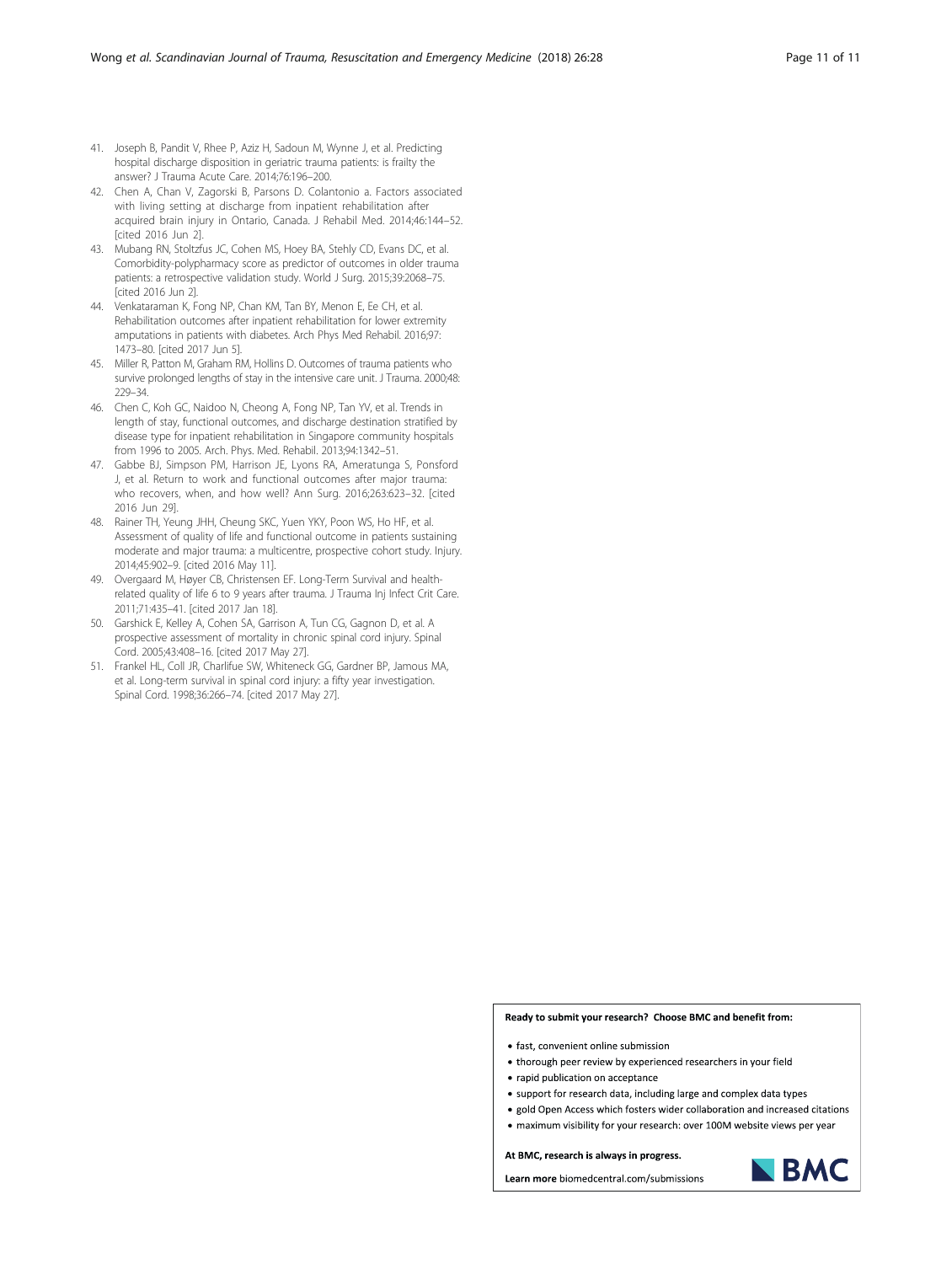41. Joseph B, Pandit V, Rhee P, Aziz H, Sadoun M, Wynne J, et al. Predicting hospital discharge disposition in geriatric trauma patients: is frailty the answer? J Trauma Acute Care. 2014;76:196–200.
42. Chen A, Chan V, Zagorski B, Parsons D. Colantonio a. Factors associated with living setting at discharge from inpatient rehabilitation after acquired brain injury in Ontario, Canada. J Rehabil Med. 2014;46:144–52. [cited 2016 Jun 2].
43. Mubang RN, Stoltzfus JC, Cohen MS, Hoey BA, Stehly CD, Evans DC, et al. Comorbidity-polypharmacy score as predictor of outcomes in older trauma patients: a retrospective validation study. World J Surg. 2015;39:2068–75. [cited 2016 Jun 2].
44. Venkataraman K, Fong NP, Chan KM, Tan BY, Menon E, Ee CH, et al. Rehabilitation outcomes after inpatient rehabilitation for lower extremity amputations in patients with diabetes. Arch Phys Med Rehabil. 2016;97: 1473–80. [cited 2017 Jun 5].
45. Miller R, Patton M, Graham RM, Hollins D. Outcomes of trauma patients who survive prolonged lengths of stay in the intensive care unit. J Trauma. 2000;48: 229–34.
46. Chen C, Koh GC, Naidoo N, Cheong A, Fong NP, Tan YV, et al. Trends in length of stay, functional outcomes, and discharge destination stratified by disease type for inpatient rehabilitation in Singapore community hospitals from 1996 to 2005. Arch. Phys. Med. Rehabil. 2013;94:1342–51.
47. Gabbe BJ, Simpson PM, Harrison JE, Lyons RA, Ameratunga S, Ponsford J, et al. Return to work and functional outcomes after major trauma: who recovers, when, and how well? Ann Surg. 2016;263:623–32. [cited 2016 Jun 29].
48. Rainer TH, Yeung JHH, Cheung SKC, Yuen YKY, Poon WS, Ho HF, et al. Assessment of quality of life and functional outcome in patients sustaining moderate and major trauma: a multicentre, prospective cohort study. Injury. 2014;45:902–9. [cited 2016 May 11].
49. Overgaard M, Høyer CB, Christensen EF. Long-Term Survival and health-related quality of life 6 to 9 years after trauma. J Trauma Inj Infect Crit Care. 2011;71:435–41. [cited 2017 Jan 18].
50. Garshick E, Kelley A, Cohen SA, Garrison A, Tun CG, Gagnon D, et al. A prospective assessment of mortality in chronic spinal cord injury. Spinal Cord. 2005;43:408–16. [cited 2017 May 27].
51. Frankel HL, Coll JR, Charlifue SW, Whiteneck GG, Gardner BP, Jamous MA, et al. Long-term survival in spinal cord injury: a fifty year investigation. Spinal Cord. 1998;36:266–74. [cited 2017 May 27].

**Ready to submit your research? Choose BMC and benefit from:**

- fast, convenient online submission
- thorough peer review by experienced researchers in your field
- rapid publication on acceptance
- support for research data, including large and complex data types
- gold Open Access which fosters wider collaboration and increased citations
- maximum visibility for your research: over 100M website views per year

**At BMC, research is always in progress.**

**Learn more** biomedcentral.com/submissions

BMC